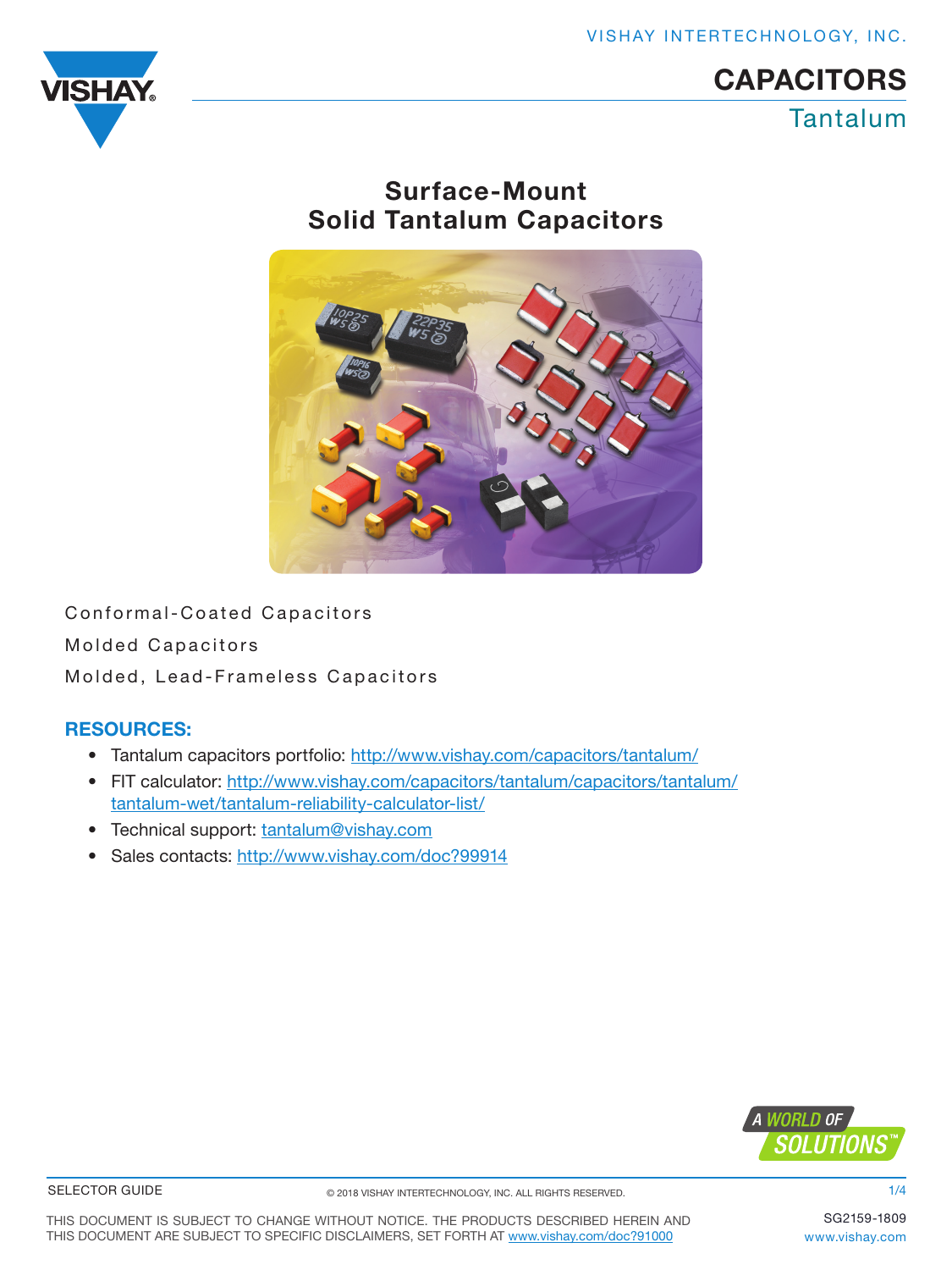VISHAY INTERTECHNOLOGY, INC.

# CAPACITORS

## Tantalum

# Surface-Mount Solid Tantalum Capacitors

Conformal-Coated Capacitors

Molded Capacitors

Molded, Lead-Frameless Capacitors

### RESOURCES:

- Tantalum capacitors portfolio: http://www.vishay.com/capacitors/tantalum/
- FIT calculator: http://www.vishay.com/capacitors/tantalum/capacitors/tantalum/tantalum-wet/tantalum-reliability-calculator-list/
- Technical support: tantalum@vishay.com
- Sales contacts: http://www.vishay.com/doc?99914

A WORLD OF SOLUTIONS™

SELECTOR GUIDE

© 2018 VISHAY INTERTECHNOLOGY, INC. ALL RIGHTS RESERVED.

THIS DOCUMENT IS SUBJECT TO CHANGE WITHOUT NOTICE. THE PRODUCTS DESCRIBED HEREIN AND THIS DOCUMENT ARE SUBJECT TO SPECIFIC DISCLAIMERS, SET FORTH AT www.vishay.com/doc?91000

SG2159-1809
www.vishay.com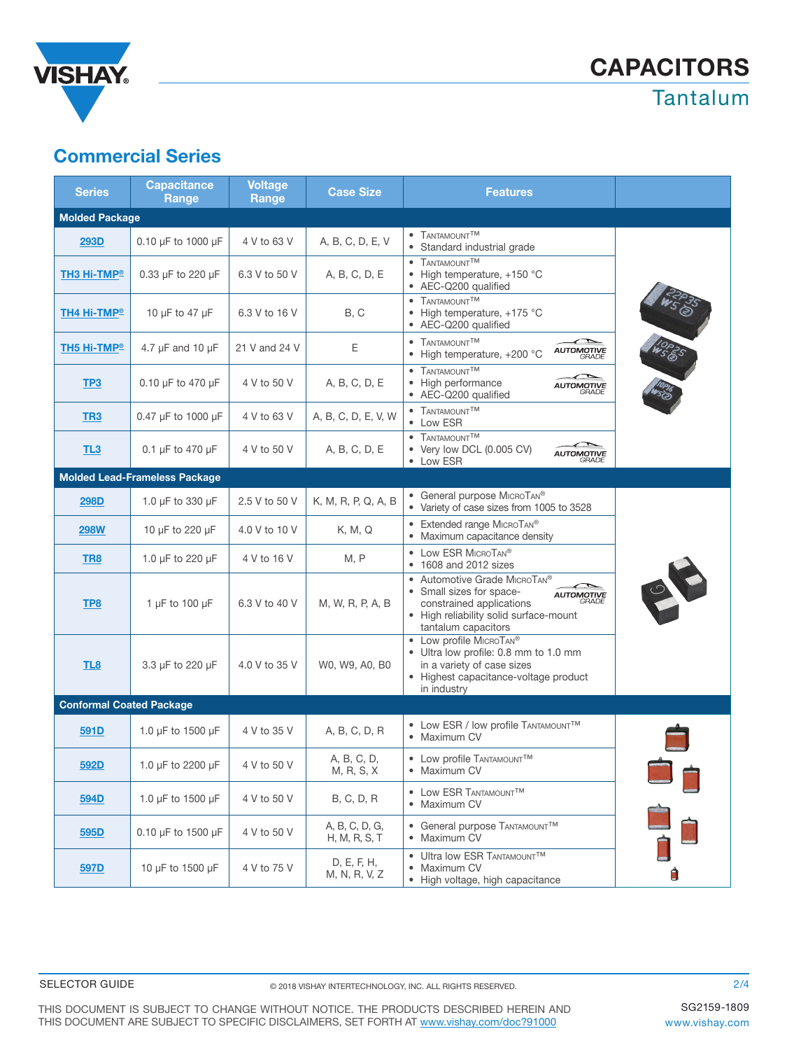# CAPACITORS

## Tantalum

## Commercial Series

| Series | Capacitance Range | Voltage Range | Case Size | Features |
|---|---|---|---|---|
| **Molded Package** | | | | |
| 293D | 0.10 µF to 1000 µF | 4 V to 63 V | A, B, C, D, E, V | • TANTAMOUNT™<br>• Standard industrial grade |
| TH3 Hi-TMP® | 0.33 µF to 220 µF | 6.3 V to 50 V | A, B, C, D, E | • TANTAMOUNT™<br>• High temperature, +150 °C<br>• AEC-Q200 qualified |
| TH4 Hi-TMP® | 10 µF to 47 µF | 6.3 V to 16 V | B, C | • TANTAMOUNT™<br>• High temperature, +175 °C<br>• AEC-Q200 qualified |
| TH5 Hi-TMP® | 4.7 µF and 10 µF | 21 V and 24 V | E | • TANTAMOUNT™<br>• High temperature, +200 °C<br>AUTOMOTIVE GRADE |
| TP3 | 0.10 µF to 470 µF | 4 V to 50 V | A, B, C, D, E | • TANTAMOUNT™<br>• High performance<br>• AEC-Q200 qualified<br>AUTOMOTIVE GRADE |
| TR3 | 0.47 µF to 1000 µF | 4 V to 63 V | A, B, C, D, E, V, W | • TANTAMOUNT™<br>• Low ESR |
| TL3 | 0.1 µF to 470 µF | 4 V to 50 V | A, B, C, D, E | • TANTAMOUNT™<br>• Very low DCL (0.005 CV)<br>• Low ESR<br>AUTOMOTIVE GRADE |
| **Molded Lead-Frameless Package** | | | | |
| 298D | 1.0 µF to 330 µF | 2.5 V to 50 V | K, M, R, P, Q, A, B | • General purpose MICROTAN®<br>• Variety of case sizes from 1005 to 3528 |
| 298W | 10 µF to 220 µF | 4.0 V to 10 V | K, M, Q | • Extended range MICROTAN®<br>• Maximum capacitance density |
| TR8 | 1.0 µF to 220 µF | 4 V to 16 V | M, P | • Low ESR MICROTAN®<br>• 1608 and 2012 sizes |
| TP8 | 1 µF to 100 µF | 6.3 V to 40 V | M, W, R, P, A, B | • Automotive Grade MICROTAN®<br>• Small sizes for space-constrained applications<br>• High reliability solid surface-mount tantalum capacitors<br>AUTOMOTIVE GRADE |
| TL8 | 3.3 µF to 220 µF | 4.0 V to 35 V | W0, W9, A0, B0 | • Low profile MICROTAN®<br>• Ultra low profile: 0.8 mm to 1.0 mm in a variety of case sizes<br>• Highest capacitance-voltage product in industry |
| **Conformal Coated Package** | | | | |
| 591D | 1.0 µF to 1500 µF | 4 V to 35 V | A, B, C, D, R | • Low ESR / low profile TANTAMOUNT™<br>• Maximum CV |
| 592D | 1.0 µF to 2200 µF | 4 V to 50 V | A, B, C, D, M, R, S, X | • Low profile TANTAMOUNT™<br>• Maximum CV |
| 594D | 1.0 µF to 1500 µF | 4 V to 50 V | B, C, D, R | • Low ESR TANTAMOUNT™<br>• Maximum CV |
| 595D | 0.10 µF to 1500 µF | 4 V to 50 V | A, B, C, D, G, H, M, R, S, T | • General purpose TANTAMOUNT™<br>• Maximum CV |
| 597D | 10 µF to 1500 µF | 4 V to 75 V | D, E, F, H, M, N, R, V, Z | • Ultra low ESR TANTAMOUNT™<br>• Maximum CV<br>• High voltage, high capacitance |

SELECTOR GUIDE

© 2018 VISHAY INTERTECHNOLOGY, INC. ALL RIGHTS RESERVED.

SG2159-1809

THIS DOCUMENT IS SUBJECT TO CHANGE WITHOUT NOTICE. THE PRODUCTS DESCRIBED HEREIN AND THIS DOCUMENT ARE SUBJECT TO SPECIFIC DISCLAIMERS, SET FORTH AT www.vishay.com/doc?91000

www.vishay.com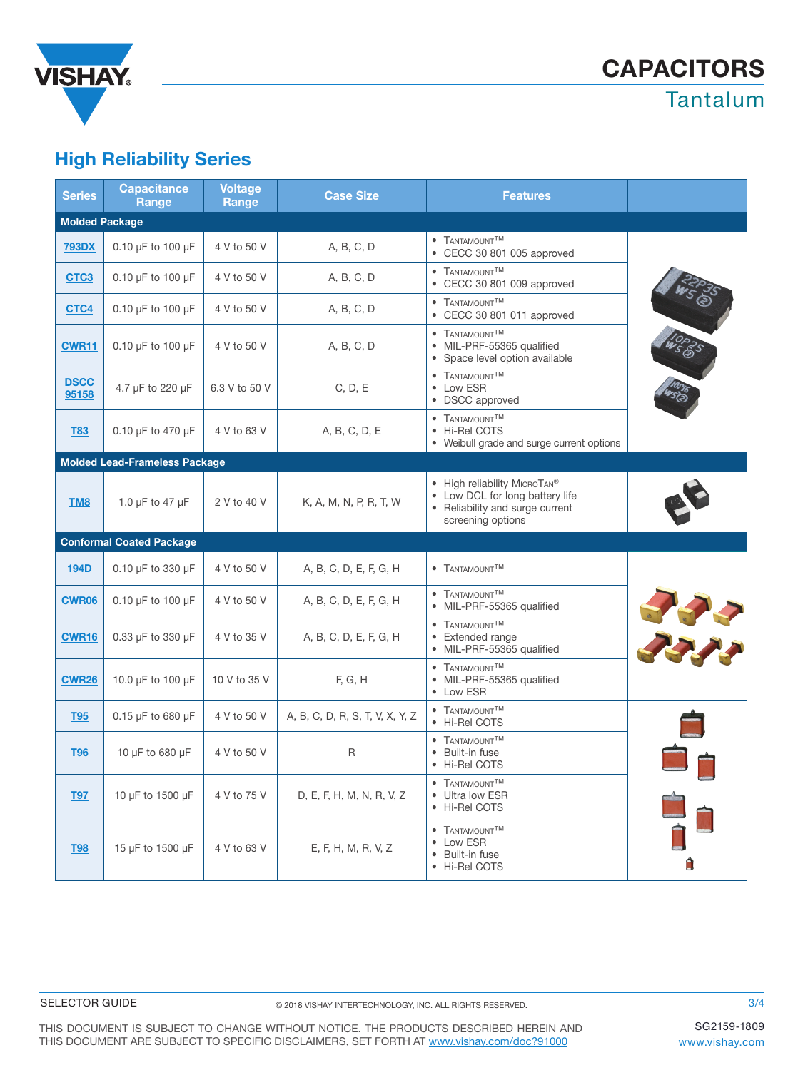# CAPACITORS

## Tantalum

## High Reliability Series

| Series | Capacitance Range | Voltage Range | Case Size | Features | |
|---|---|---|---|---|---|
| **Molded Package** | | | | | |
| 793DX | 0.10 µF to 100 µF | 4 V to 50 V | A, B, C, D | • TANTAMOUNT™ • CECC 30 801 005 approved | |
| CTC3 | 0.10 µF to 100 µF | 4 V to 50 V | A, B, C, D | • TANTAMOUNT™ • CECC 30 801 009 approved | |
| CTC4 | 0.10 µF to 100 µF | 4 V to 50 V | A, B, C, D | • TANTAMOUNT™ • CECC 30 801 011 approved | |
| CWR11 | 0.10 µF to 100 µF | 4 V to 50 V | A, B, C, D | • TANTAMOUNT™ • MIL-PRF-55365 qualified • Space level option available | |
| DSCC 95158 | 4.7 µF to 220 µF | 6.3 V to 50 V | C, D, E | • TANTAMOUNT™ • Low ESR • DSCC approved | |
| T83 | 0.10 µF to 470 µF | 4 V to 63 V | A, B, C, D, E | • TANTAMOUNT™ • Hi-Rel COTS • Weibull grade and surge current options | |
| **Molded Lead-Frameless Package** | | | | | |
| TM8 | 1.0 µF to 47 µF | 2 V to 40 V | K, A, M, N, P, R, T, W | • High reliability MICROTAN® • Low DCL for long battery life • Reliability and surge current screening options | |
| **Conformal Coated Package** | | | | | |
| 194D | 0.10 µF to 330 µF | 4 V to 50 V | A, B, C, D, E, F, G, H | • TANTAMOUNT™ | |
| CWR06 | 0.10 µF to 100 µF | 4 V to 50 V | A, B, C, D, E, F, G, H | • TANTAMOUNT™ • MIL-PRF-55365 qualified | |
| CWR16 | 0.33 µF to 330 µF | 4 V to 35 V | A, B, C, D, E, F, G, H | • TANTAMOUNT™ • Extended range • MIL-PRF-55365 qualified | |
| CWR26 | 10.0 µF to 100 µF | 10 V to 35 V | F, G, H | • TANTAMOUNT™ • MIL-PRF-55365 qualified • Low ESR | |
| T95 | 0.15 µF to 680 µF | 4 V to 50 V | A, B, C, D, R, S, T, V, X, Y, Z | • TANTAMOUNT™ • Hi-Rel COTS | |
| T96 | 10 µF to 680 µF | 4 V to 50 V | R | • TANTAMOUNT™ • Built-in fuse • Hi-Rel COTS | |
| T97 | 10 µF to 1500 µF | 4 V to 75 V | D, E, F, H, M, N, R, V, Z | • TANTAMOUNT™ • Ultra low ESR • Hi-Rel COTS | |
| T98 | 15 µF to 1500 µF | 4 V to 63 V | E, F, H, M, R, V, Z | • TANTAMOUNT™ • Low ESR • Built-in fuse • Hi-Rel COTS | |

SELECTOR GUIDE

© 2018 VISHAY INTERTECHNOLOGY, INC. ALL RIGHTS RESERVED.

THIS DOCUMENT IS SUBJECT TO CHANGE WITHOUT NOTICE. THE PRODUCTS DESCRIBED HEREIN AND THIS DOCUMENT ARE SUBJECT TO SPECIFIC DISCLAIMERS, SET FORTH AT www.vishay.com/doc?91000

SG2159-1809
www.vishay.com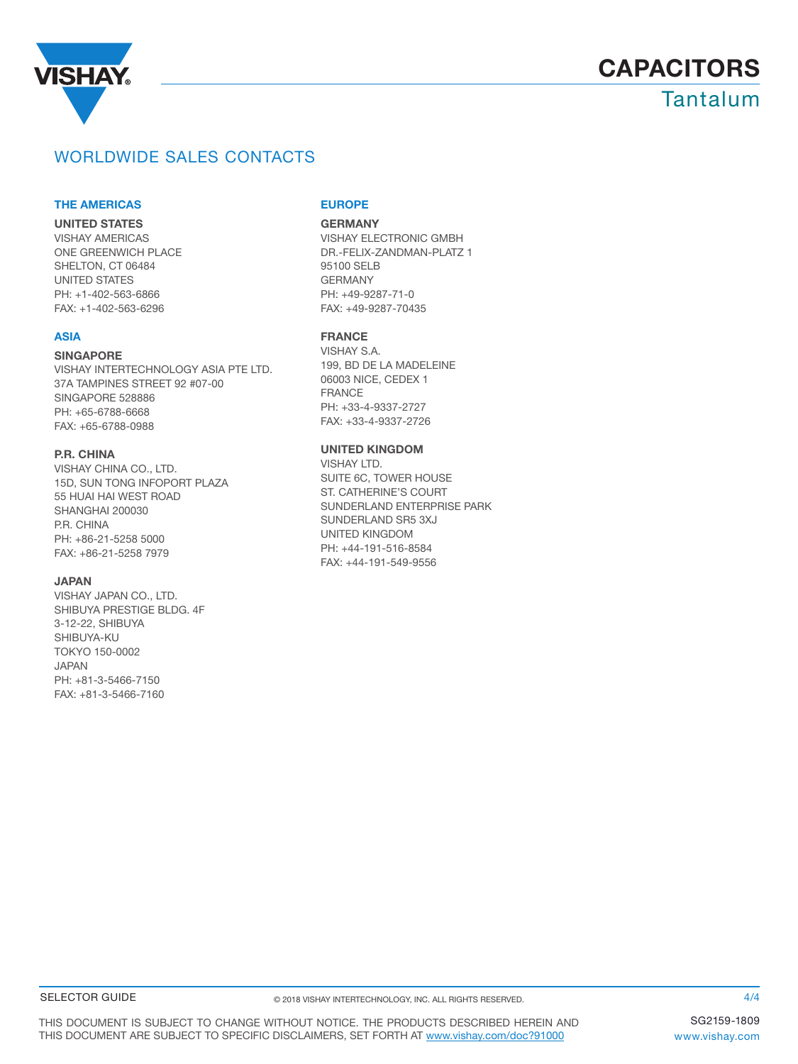# WORLDWIDE SALES CONTACTS

## THE AMERICAS

### UNITED STATES

VISHAY AMERICAS
ONE GREENWICH PLACE
SHELTON, CT 06484
UNITED STATES
PH: +1-402-563-6866
FAX: +1-402-563-6296

## ASIA

### SINGAPORE

VISHAY INTERTECHNOLOGY ASIA PTE LTD.
37A TAMPINES STREET 92 #07-00
SINGAPORE 528886
PH: +65-6788-6668
FAX: +65-6788-0988

### P.R. CHINA

VISHAY CHINA CO., LTD.
15D, SUN TONG INFOPORT PLAZA
55 HUAI HAI WEST ROAD
SHANGHAI 200030
P.R. CHINA
PH: +86-21-5258 5000
FAX: +86-21-5258 7979

### JAPAN

VISHAY JAPAN CO., LTD.
SHIBUYA PRESTIGE BLDG. 4F
3-12-22, SHIBUYA
SHIBUYA-KU
TOKYO 150-0002
JAPAN
PH: +81-3-5466-7150
FAX: +81-3-5466-7160

## EUROPE

### GERMANY

VISHAY ELECTRONIC GMBH
DR.-FELIX-ZANDMAN-PLATZ 1
95100 SELB
GERMANY
PH: +49-9287-71-0
FAX: +49-9287-70435

### FRANCE

VISHAY S.A.
199, BD DE LA MADELEINE
06003 NICE, CEDEX 1
FRANCE
PH: +33-4-9337-2727
FAX: +33-4-9337-2726

### UNITED KINGDOM

VISHAY LTD.
SUITE 6C, TOWER HOUSE
ST. CATHERINE'S COURT
SUNDERLAND ENTERPRISE PARK
SUNDERLAND SR5 3XJ
UNITED KINGDOM
PH: +44-191-516-8584
FAX: +44-191-549-9556

© 2018 VISHAY INTERTECHNOLOGY, INC. ALL RIGHTS RESERVED.

THIS DOCUMENT IS SUBJECT TO CHANGE WITHOUT NOTICE. THE PRODUCTS DESCRIBED HEREIN AND THIS DOCUMENT ARE SUBJECT TO SPECIFIC DISCLAIMERS, SET FORTH AT www.vishay.com/doc?91000